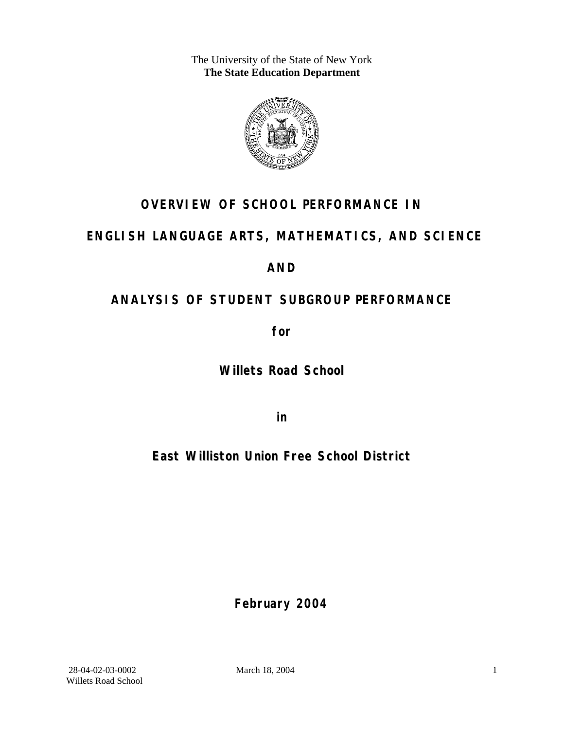The University of the State of New York
**The State Education Department**

# OVERVIEW OF SCHOOL PERFORMANCE IN

# ENGLISH LANGUAGE ARTS, MATHEMATICS, AND SCIENCE

# AND

# ANALYSIS OF STUDENT SUBGROUP PERFORMANCE

**for**

## Willets Road School

**in**

## East Williston Union Free School District

**February 2004**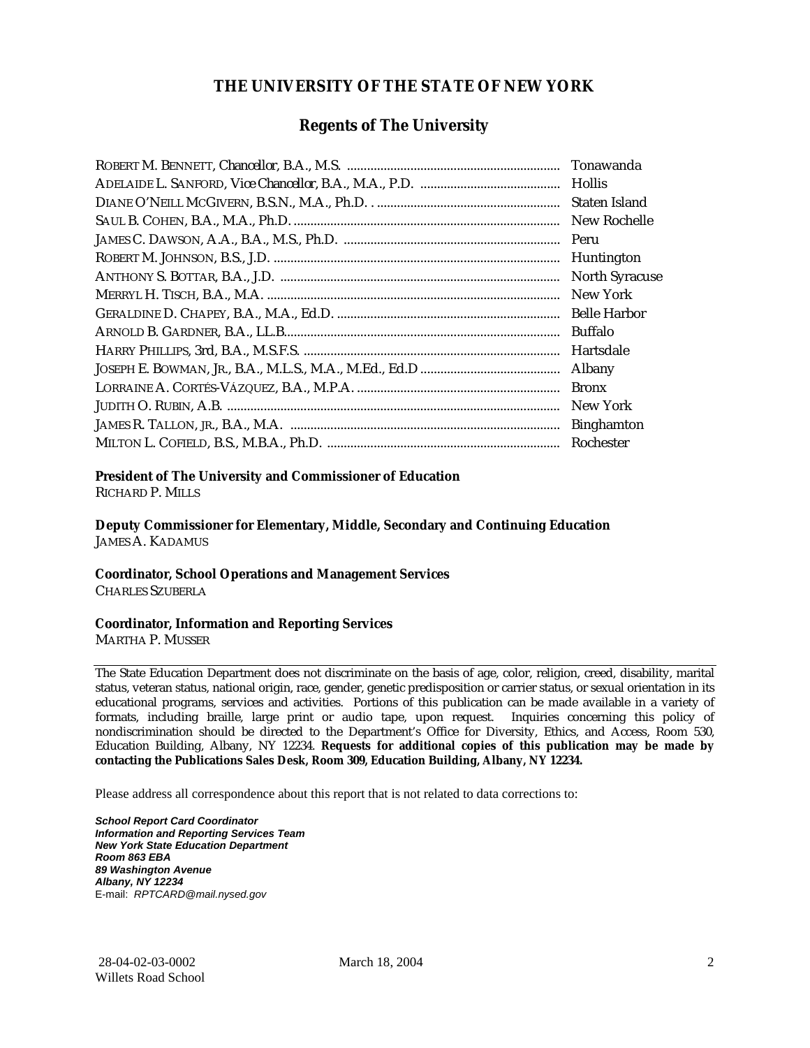# THE UNIVERSITY OF THE STATE OF NEW YORK

## Regents of The University

| | |
|---|---|
| ROBERT M. BENNETT, *Chancellor*, B.A., M.S. | Tonawanda |
| ADELAIDE L. SANFORD, *Vice Chancellor*, B.A., M.A., P.D. | Hollis |
| DIANE O'NEILL MCGIVERN, B.S.N., M.A., Ph.D. | Staten Island |
| SAUL B. COHEN, B.A., M.A., Ph.D. | New Rochelle |
| JAMES C. DAWSON, A.A., B.A., M.S., Ph.D. | Peru |
| ROBERT M. JOHNSON, B.S., J.D. | Huntington |
| ANTHONY S. BOTTAR, B.A., J.D. | North Syracuse |
| MERRYL H. TISCH, B.A., M.A. | New York |
| GERALDINE D. CHAPEY, B.A., M.A., Ed.D. | Belle Harbor |
| ARNOLD B. GARDNER, B.A., LL.B. | Buffalo |
| HARRY PHILLIPS, 3rd, B.A., M.S.F.S. | Hartsdale |
| JOSEPH E. BOWMAN, JR., B.A., M.L.S., M.A., M.Ed., Ed.D | Albany |
| LORRAINE A. CORTÉS-VÁZQUEZ, B.A., M.P.A. | Bronx |
| JUDITH O. RUBIN, A.B. | New York |
| JAMES R. TALLON, JR., B.A., M.A. | Binghamton |
| MILTON L. COFIELD, B.S., M.B.A., Ph.D. | Rochester |

**President of The University and Commissioner of Education**
RICHARD P. MILLS

**Deputy Commissioner for Elementary, Middle, Secondary and Continuing Education**
JAMES A. KADAMUS

**Coordinator, School Operations and Management Services**
CHARLES SZUBERLA

**Coordinator, Information and Reporting Services**
MARTHA P. MUSSER

---

The State Education Department does not discriminate on the basis of age, color, religion, creed, disability, marital status, veteran status, national origin, race, gender, genetic predisposition or carrier status, or sexual orientation in its educational programs, services and activities. Portions of this publication can be made available in a variety of formats, including braille, large print or audio tape, upon request. Inquiries concerning this policy of nondiscrimination should be directed to the Department's Office for Diversity, Ethics, and Access, Room 530, Education Building, Albany, NY 12234. **Requests for additional copies of this publication may be made by contacting the Publications Sales Desk, Room 309, Education Building, Albany, NY 12234.**

Please address all correspondence about this report that is not related to data corrections to:

***School Report Card Coordinator***
***Information and Reporting Services Team***
***New York State Education Department***
***Room 863 EBA***
***89 Washington Avenue***
***Albany, NY 12234***
E-mail: *RPTCARD@mail.nysed.gov*

28-04-02-03-0002 March 18, 2004
Willets Road School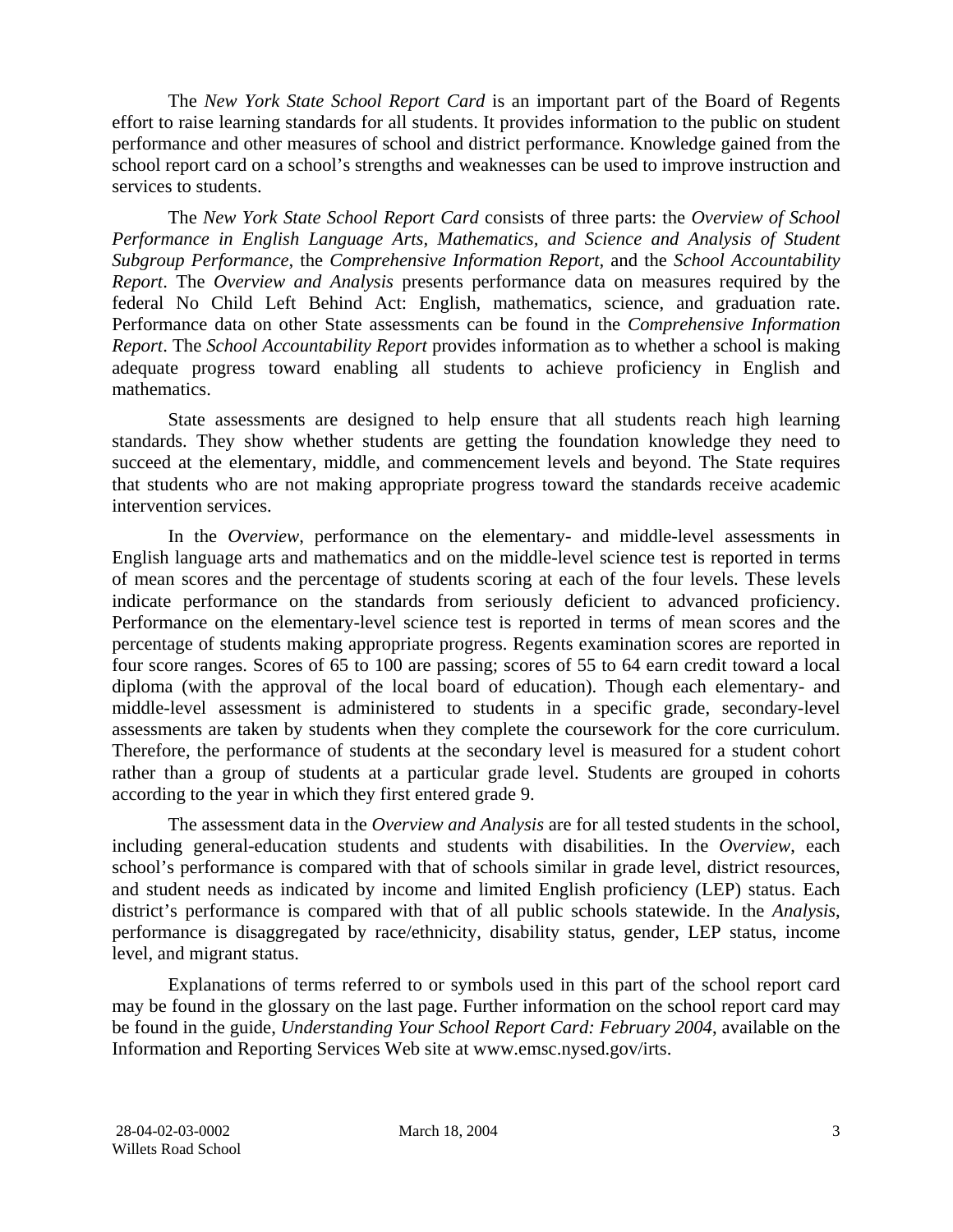The *New York State School Report Card* is an important part of the Board of Regents effort to raise learning standards for all students. It provides information to the public on student performance and other measures of school and district performance. Knowledge gained from the school report card on a school's strengths and weaknesses can be used to improve instruction and services to students.

The *New York State School Report Card* consists of three parts: the *Overview of School Performance in English Language Arts, Mathematics, and Science and Analysis of Student Subgroup Performance,* the *Comprehensive Information Report,* and the *School Accountability Report*. The *Overview and Analysis* presents performance data on measures required by the federal No Child Left Behind Act: English, mathematics, science, and graduation rate. Performance data on other State assessments can be found in the *Comprehensive Information Report*. The *School Accountability Report* provides information as to whether a school is making adequate progress toward enabling all students to achieve proficiency in English and mathematics.

State assessments are designed to help ensure that all students reach high learning standards. They show whether students are getting the foundation knowledge they need to succeed at the elementary, middle, and commencement levels and beyond. The State requires that students who are not making appropriate progress toward the standards receive academic intervention services.

In the *Overview*, performance on the elementary- and middle-level assessments in English language arts and mathematics and on the middle-level science test is reported in terms of mean scores and the percentage of students scoring at each of the four levels. These levels indicate performance on the standards from seriously deficient to advanced proficiency. Performance on the elementary-level science test is reported in terms of mean scores and the percentage of students making appropriate progress. Regents examination scores are reported in four score ranges. Scores of 65 to 100 are passing; scores of 55 to 64 earn credit toward a local diploma (with the approval of the local board of education). Though each elementary- and middle-level assessment is administered to students in a specific grade, secondary-level assessments are taken by students when they complete the coursework for the core curriculum. Therefore, the performance of students at the secondary level is measured for a student cohort rather than a group of students at a particular grade level. Students are grouped in cohorts according to the year in which they first entered grade 9.

The assessment data in the *Overview and Analysis* are for all tested students in the school, including general-education students and students with disabilities. In the *Overview*, each school's performance is compared with that of schools similar in grade level, district resources, and student needs as indicated by income and limited English proficiency (LEP) status. Each district's performance is compared with that of all public schools statewide. In the *Analysis*, performance is disaggregated by race/ethnicity, disability status, gender, LEP status, income level, and migrant status.

Explanations of terms referred to or symbols used in this part of the school report card may be found in the glossary on the last page. Further information on the school report card may be found in the guide, *Understanding Your School Report Card: February 2004*, available on the Information and Reporting Services Web site at www.emsc.nysed.gov/irts.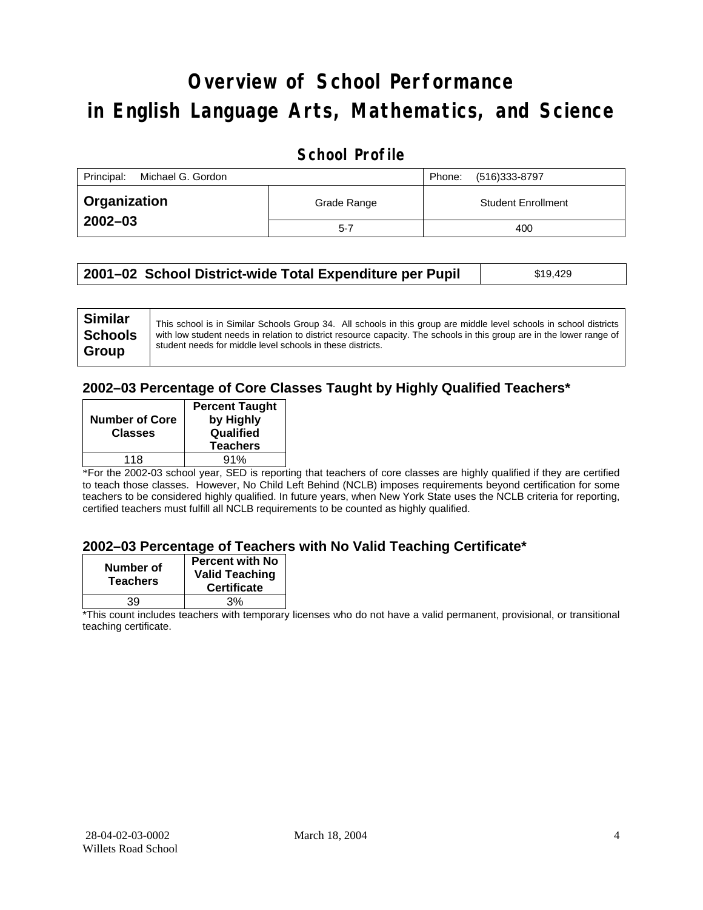# Overview of School Performance in English Language Arts, Mathematics, and Science

## School Profile

| Principal: Michael G. Gordon | | Phone: (516)333-8797 |
|---|---|---|
| **Organization 2002–03** | Grade Range | Student Enrollment |
| | 5-7 | 400 |

| **2001–02 School District-wide Total Expenditure per Pupil** | $19,429 |
|---|---|

| **Similar Schools Group** | This school is in Similar Schools Group 34. All schools in this group are middle level schools in school districts with low student needs in relation to district resource capacity. The schools in this group are in the lower range of student needs for middle level schools in these districts. |
|---|---|

### 2002–03 Percentage of Core Classes Taught by Highly Qualified Teachers*

| Number of Core Classes | Percent Taught by Highly Qualified Teachers |
|---|---|
| 118 | 91% |

*For the 2002-03 school year, SED is reporting that teachers of core classes are highly qualified if they are certified to teach those classes. However, No Child Left Behind (NCLB) imposes requirements beyond certification for some teachers to be considered highly qualified. In future years, when New York State uses the NCLB criteria for reporting, certified teachers must fulfill all NCLB requirements to be counted as highly qualified.

### 2002–03 Percentage of Teachers with No Valid Teaching Certificate*

| Number of Teachers | Percent with No Valid Teaching Certificate |
|---|---|
| 39 | 3% |

*This count includes teachers with temporary licenses who do not have a valid permanent, provisional, or transitional teaching certificate.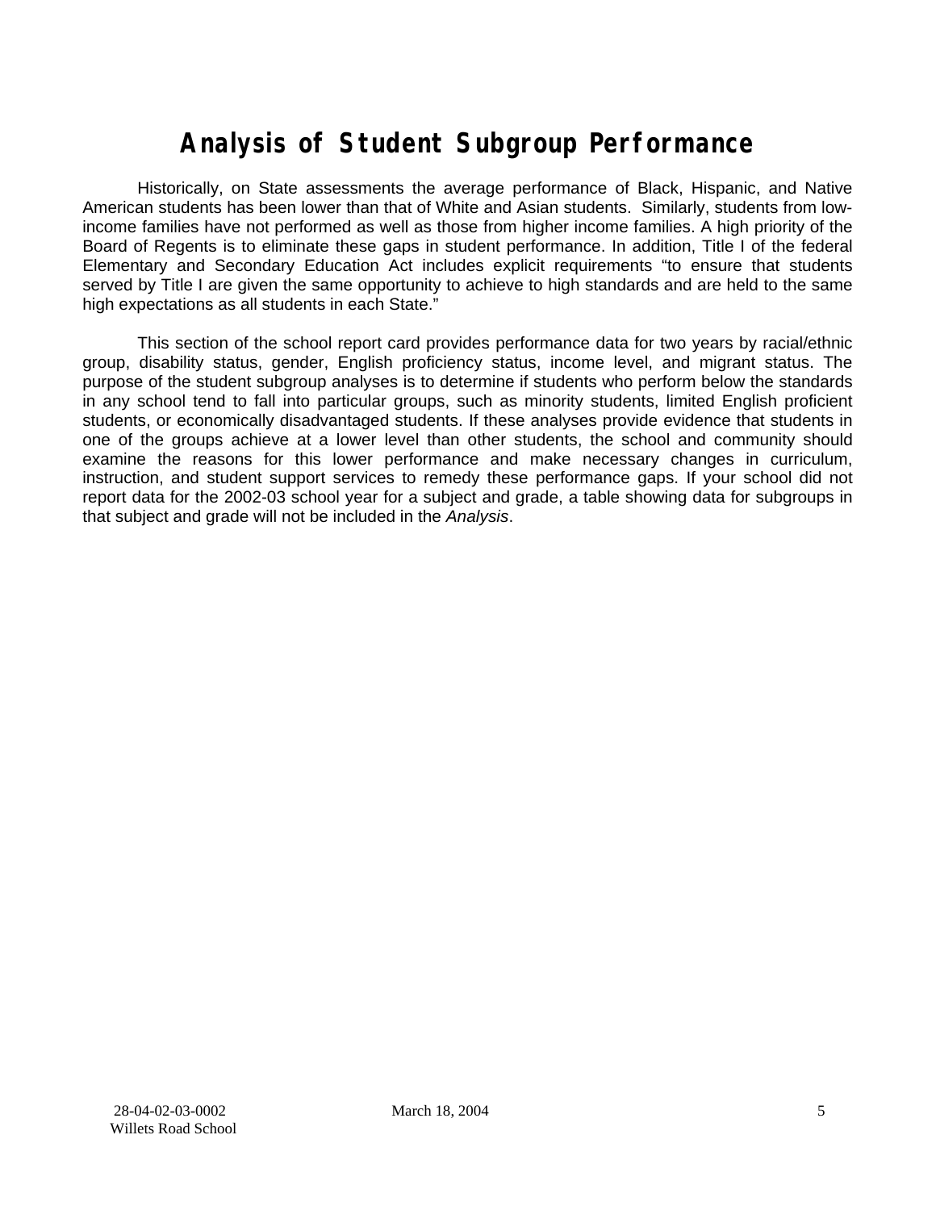# Analysis of Student Subgroup Performance

Historically, on State assessments the average performance of Black, Hispanic, and Native American students has been lower than that of White and Asian students. Similarly, students from low-income families have not performed as well as those from higher income families. A high priority of the Board of Regents is to eliminate these gaps in student performance. In addition, Title I of the federal Elementary and Secondary Education Act includes explicit requirements "to ensure that students served by Title I are given the same opportunity to achieve to high standards and are held to the same high expectations as all students in each State."

This section of the school report card provides performance data for two years by racial/ethnic group, disability status, gender, English proficiency status, income level, and migrant status. The purpose of the student subgroup analyses is to determine if students who perform below the standards in any school tend to fall into particular groups, such as minority students, limited English proficient students, or economically disadvantaged students. If these analyses provide evidence that students in one of the groups achieve at a lower level than other students, the school and community should examine the reasons for this lower performance and make necessary changes in curriculum, instruction, and student support services to remedy these performance gaps. If your school did not report data for the 2002-03 school year for a subject and grade, a table showing data for subgroups in that subject and grade will not be included in the *Analysis*.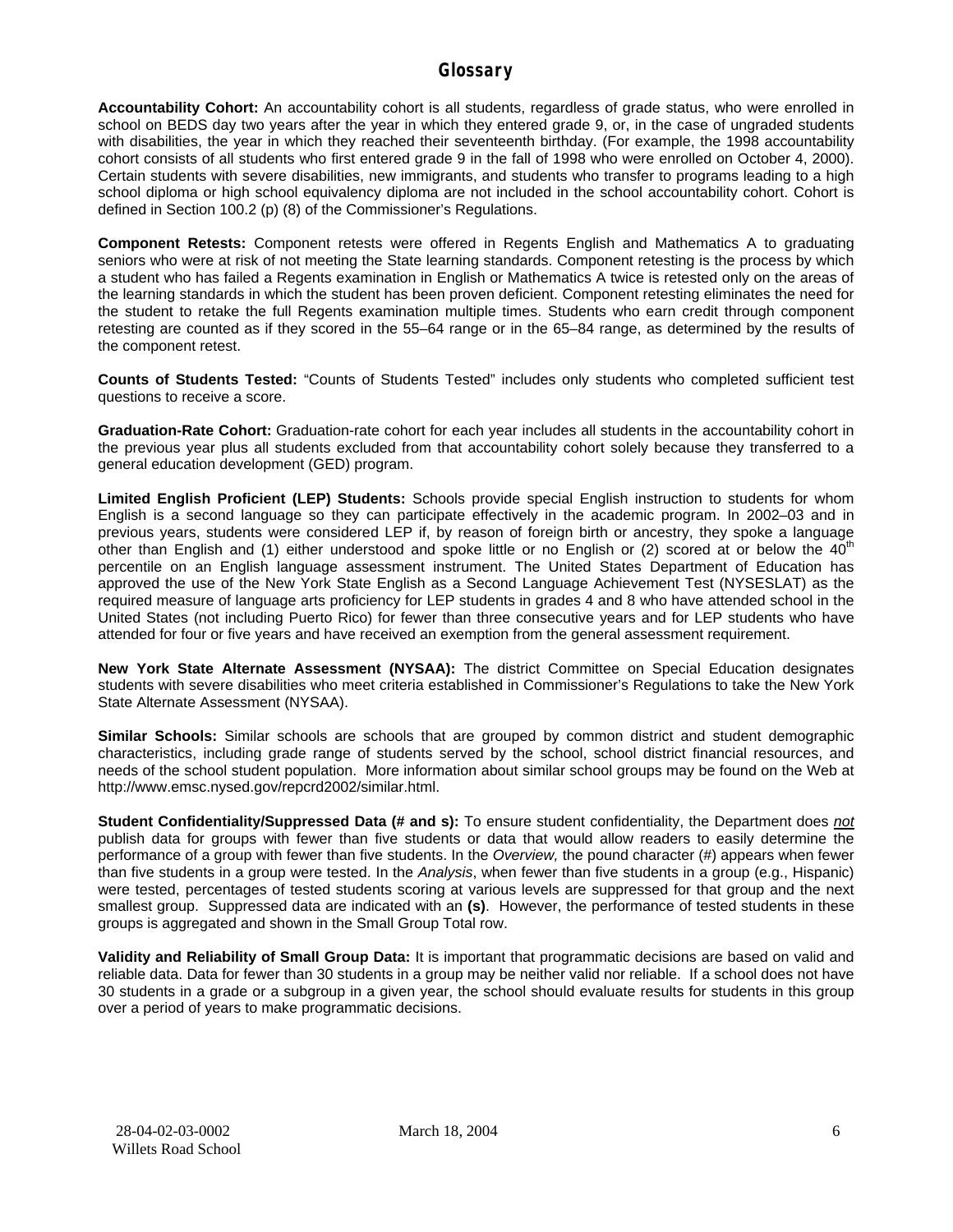## Glossary

**Accountability Cohort:** An accountability cohort is all students, regardless of grade status, who were enrolled in school on BEDS day two years after the year in which they entered grade 9, or, in the case of ungraded students with disabilities, the year in which they reached their seventeenth birthday. (For example, the 1998 accountability cohort consists of all students who first entered grade 9 in the fall of 1998 who were enrolled on October 4, 2000). Certain students with severe disabilities, new immigrants, and students who transfer to programs leading to a high school diploma or high school equivalency diploma are not included in the school accountability cohort. Cohort is defined in Section 100.2 (p) (8) of the Commissioner's Regulations.

**Component Retests:** Component retests were offered in Regents English and Mathematics A to graduating seniors who were at risk of not meeting the State learning standards. Component retesting is the process by which a student who has failed a Regents examination in English or Mathematics A twice is retested only on the areas of the learning standards in which the student has been proven deficient. Component retesting eliminates the need for the student to retake the full Regents examination multiple times. Students who earn credit through component retesting are counted as if they scored in the 55–64 range or in the 65–84 range, as determined by the results of the component retest.

**Counts of Students Tested:** "Counts of Students Tested" includes only students who completed sufficient test questions to receive a score.

**Graduation-Rate Cohort:** Graduation-rate cohort for each year includes all students in the accountability cohort in the previous year plus all students excluded from that accountability cohort solely because they transferred to a general education development (GED) program.

**Limited English Proficient (LEP) Students:** Schools provide special English instruction to students for whom English is a second language so they can participate effectively in the academic program. In 2002–03 and in previous years, students were considered LEP if, by reason of foreign birth or ancestry, they spoke a language other than English and (1) either understood and spoke little or no English or (2) scored at or below the 40th percentile on an English language assessment instrument. The United States Department of Education has approved the use of the New York State English as a Second Language Achievement Test (NYSESLAT) as the required measure of language arts proficiency for LEP students in grades 4 and 8 who have attended school in the United States (not including Puerto Rico) for fewer than three consecutive years and for LEP students who have attended for four or five years and have received an exemption from the general assessment requirement.

**New York State Alternate Assessment (NYSAA):** The district Committee on Special Education designates students with severe disabilities who meet criteria established in Commissioner's Regulations to take the New York State Alternate Assessment (NYSAA).

**Similar Schools:** Similar schools are schools that are grouped by common district and student demographic characteristics, including grade range of students served by the school, school district financial resources, and needs of the school student population. More information about similar school groups may be found on the Web at http://www.emsc.nysed.gov/repcrd2002/similar.html.

**Student Confidentiality/Suppressed Data (# and s):** To ensure student confidentiality, the Department does *not* publish data for groups with fewer than five students or data that would allow readers to easily determine the performance of a group with fewer than five students. In the *Overview,* the pound character (#) appears when fewer than five students in a group were tested. In the *Analysis*, when fewer than five students in a group (e.g., Hispanic) were tested, percentages of tested students scoring at various levels are suppressed for that group and the next smallest group. Suppressed data are indicated with an **(s)**. However, the performance of tested students in these groups is aggregated and shown in the Small Group Total row.

**Validity and Reliability of Small Group Data:** It is important that programmatic decisions are based on valid and reliable data. Data for fewer than 30 students in a group may be neither valid nor reliable. If a school does not have 30 students in a grade or a subgroup in a given year, the school should evaluate results for students in this group over a period of years to make programmatic decisions.